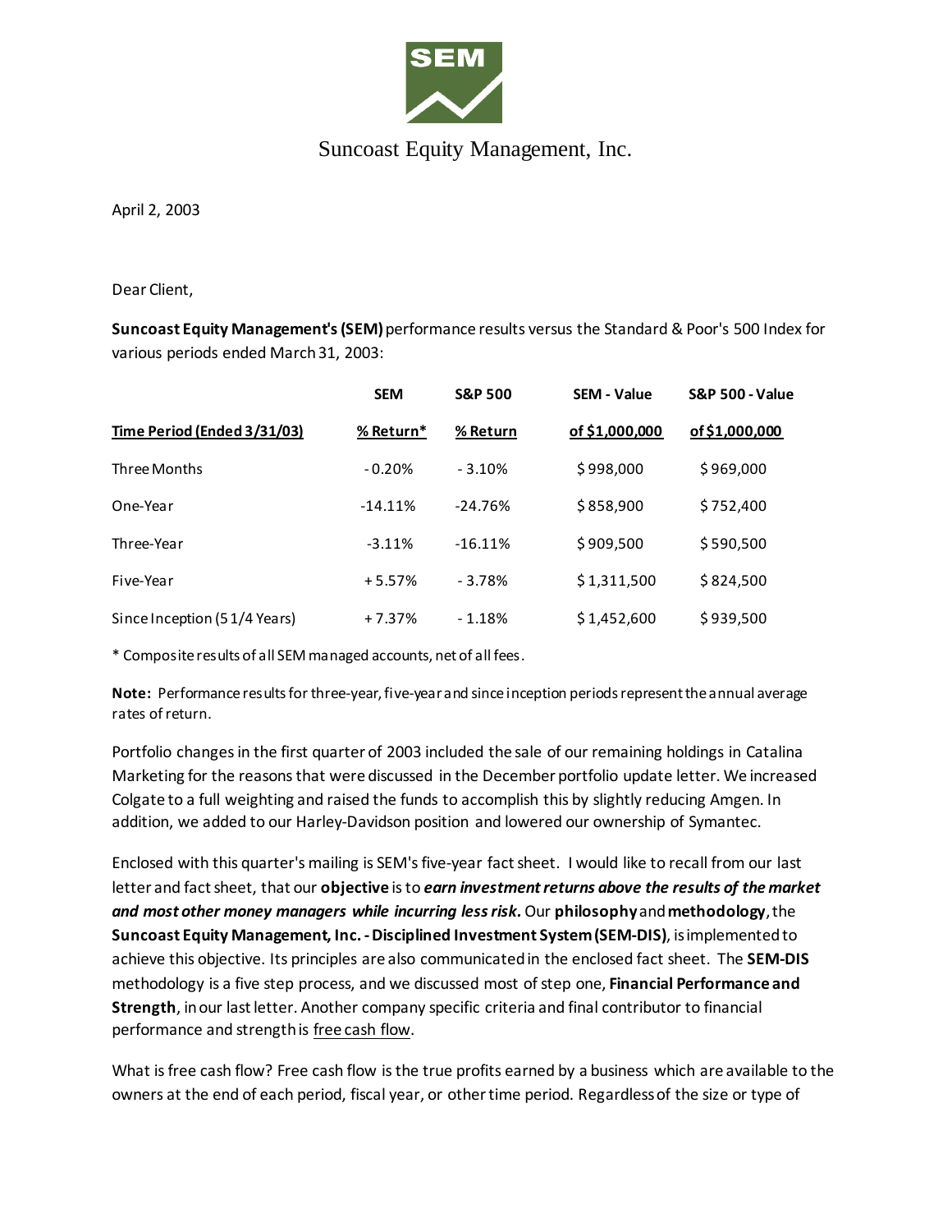Suncoast Equity Management, Inc.

April 2, 2003

Dear Client,

**Suncoast Equity Management's (SEM)** performance results versus the Standard & Poor's 500 Index for various periods ended March 31, 2003:

| Time Period (Ended 3/31/03) | SEM % Return* | S&P 500 % Return | SEM - Value of $1,000,000 | S&P 500 - Value of $1,000,000 |
|---|---|---|---|---|
| Three Months | - 0.20% | - 3.10% | $ 998,000 | $ 969,000 |
| One-Year | -14.11% | -24.76% | $ 858,900 | $ 752,400 |
| Three-Year | -3.11% | -16.11% | $ 909,500 | $ 590,500 |
| Five-Year | + 5.57% | - 3.78% | $ 1,311,500 | $ 824,500 |
| Since Inception (5 1/4 Years) | + 7.37% | - 1.18% | $ 1,452,600 | $ 939,500 |

\* Composite results of all SEM managed accounts, net of all fees.

**Note:** Performance results for three-year, five-year and since inception periods represent the annual average rates of return.

Portfolio changes in the first quarter of 2003 included the sale of our remaining holdings in Catalina Marketing for the reasons that were discussed in the December portfolio update letter. We increased Colgate to a full weighting and raised the funds to accomplish this by slightly reducing Amgen. In addition, we added to our Harley-Davidson position and lowered our ownership of Symantec.

Enclosed with this quarter's mailing is SEM's five-year fact sheet. I would like to recall from our last letter and fact sheet, that our **objective** is to ***earn investment returns above the results of the market and most other money managers while incurring less risk.*** Our **philosophy** and **methodology**, the **Suncoast Equity Management, Inc. - Disciplined Investment System (SEM-DIS)**, is implemented to achieve this objective. Its principles are also communicated in the enclosed fact sheet. The **SEM-DIS** methodology is a five step process, and we discussed most of step one, **Financial Performance and Strength**, in our last letter. Another company specific criteria and final contributor to financial performance and strength is <u>free cash flow</u>.

What is free cash flow? Free cash flow is the true profits earned by a business which are available to the owners at the end of each period, fiscal year, or other time period. Regardless of the size or type of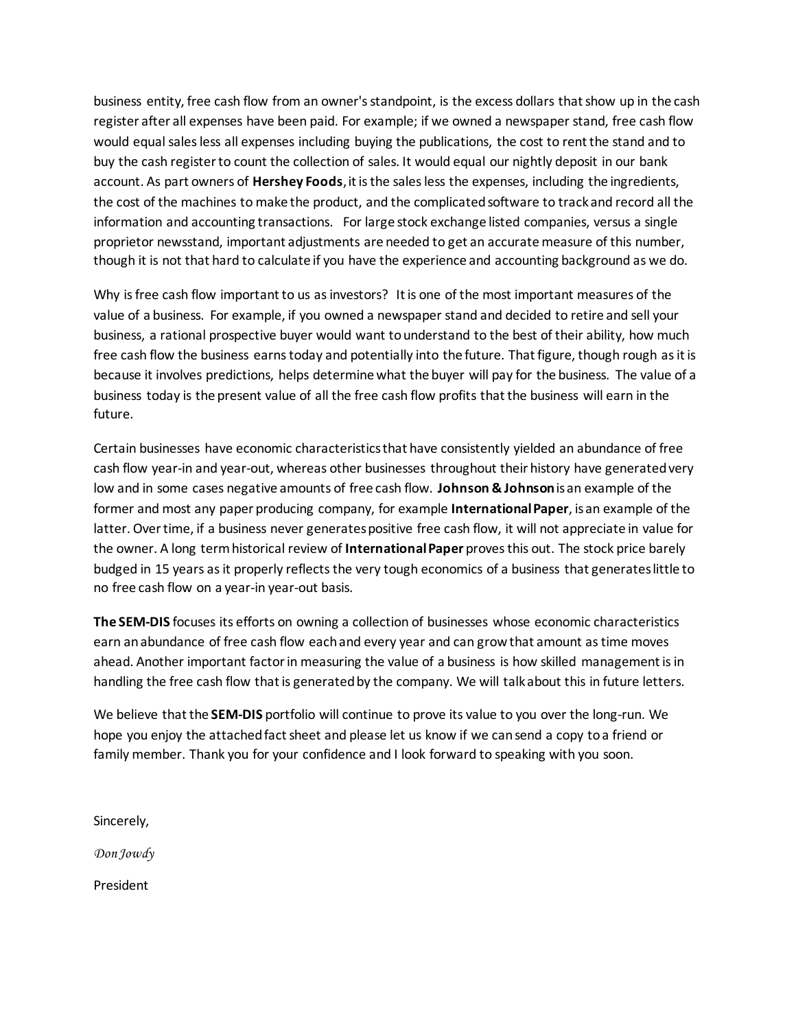business entity, free cash flow from an owner's standpoint, is the excess dollars that show up in the cash register after all expenses have been paid. For example; if we owned a newspaper stand, free cash flow would equal sales less all expenses including buying the publications, the cost to rent the stand and to buy the cash register to count the collection of sales. It would equal our nightly deposit in our bank account. As part owners of **Hershey Foods**, it is the sales less the expenses, including the ingredients, the cost of the machines to make the product, and the complicated software to track and record all the information and accounting transactions. For large stock exchange listed companies, versus a single proprietor newsstand, important adjustments are needed to get an accurate measure of this number, though it is not that hard to calculate if you have the experience and accounting background as we do.

Why is free cash flow important to us as investors? It is one of the most important measures of the value of a business. For example, if you owned a newspaper stand and decided to retire and sell your business, a rational prospective buyer would want to understand to the best of their ability, how much free cash flow the business earns today and potentially into the future. That figure, though rough as it is because it involves predictions, helps determine what the buyer will pay for the business. The value of a business today is the present value of all the free cash flow profits that the business will earn in the future.

Certain businesses have economic characteristics that have consistently yielded an abundance of free cash flow year-in and year-out, whereas other businesses throughout their history have generated very low and in some cases negative amounts of free cash flow. **Johnson & Johnson** is an example of the former and most any paper producing company, for example **International Paper**, is an example of the latter. Over time, if a business never generates positive free cash flow, it will not appreciate in value for the owner. A long term historical review of **International Paper** proves this out. The stock price barely budged in 15 years as it properly reflects the very tough economics of a business that generates little to no free cash flow on a year-in year-out basis.

**The SEM-DIS** focuses its efforts on owning a collection of businesses whose economic characteristics earn an abundance of free cash flow each and every year and can grow that amount as time moves ahead. Another important factor in measuring the value of a business is how skilled management is in handling the free cash flow that is generated by the company. We will talk about this in future letters.

We believe that the **SEM-DIS** portfolio will continue to prove its value to you over the long-run. We hope you enjoy the attached fact sheet and please let us know if we can send a copy to a friend or family member. Thank you for your confidence and I look forward to speaking with you soon.

Sincerely,

*Don Jowdy*

President